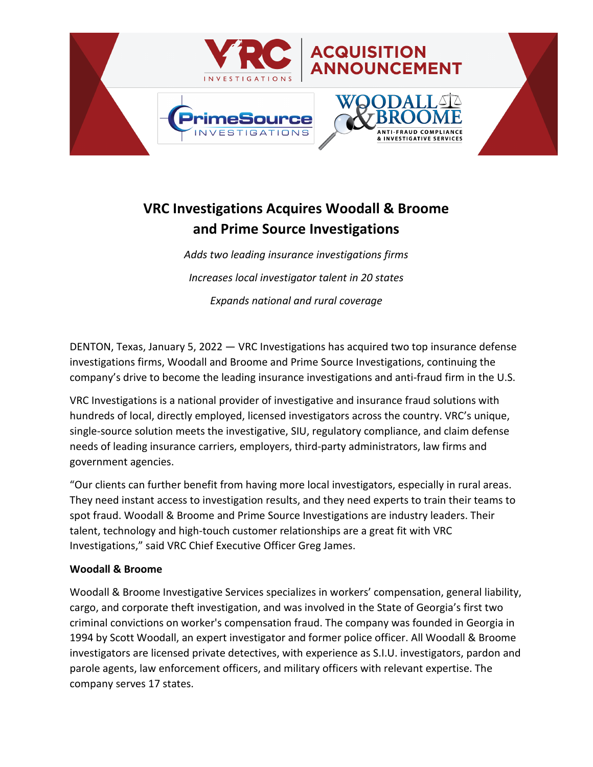# VRC Investigations Acquires Woodall & Broome and Prime Source Investigations

*Adds two leading insurance investigations firms*

*Increases local investigator talent in 20 states*

*Expands national and rural coverage*

DENTON, Texas, January 5, 2022 — VRC Investigations has acquired two top insurance defense investigations firms, Woodall and Broome and Prime Source Investigations, continuing the company's drive to become the leading insurance investigations and anti-fraud firm in the U.S.

VRC Investigations is a national provider of investigative and insurance fraud solutions with hundreds of local, directly employed, licensed investigators across the country. VRC's unique, single-source solution meets the investigative, SIU, regulatory compliance, and claim defense needs of leading insurance carriers, employers, third-party administrators, law firms and government agencies.

"Our clients can further benefit from having more local investigators, especially in rural areas. They need instant access to investigation results, and they need experts to train their teams to spot fraud. Woodall & Broome and Prime Source Investigations are industry leaders. Their talent, technology and high-touch customer relationships are a great fit with VRC Investigations," said VRC Chief Executive Officer Greg James.

**Woodall & Broome**

Woodall & Broome Investigative Services specializes in workers' compensation, general liability, cargo, and corporate theft investigation, and was involved in the State of Georgia's first two criminal convictions on worker's compensation fraud. The company was founded in Georgia in 1994 by Scott Woodall, an expert investigator and former police officer. All Woodall & Broome investigators are licensed private detectives, with experience as S.I.U. investigators, pardon and parole agents, law enforcement officers, and military officers with relevant expertise. The company serves 17 states.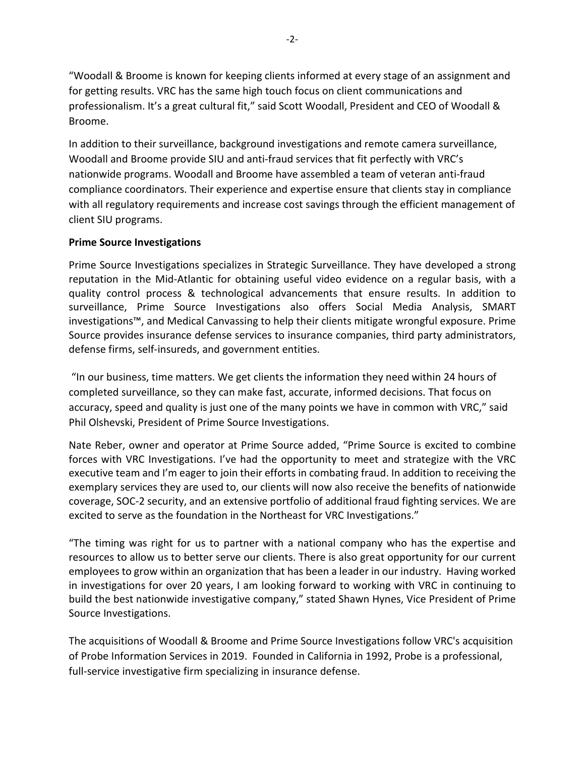"Woodall & Broome is known for keeping clients informed at every stage of an assignment and for getting results. VRC has the same high touch focus on client communications and professionalism. It's a great cultural fit," said Scott Woodall, President and CEO of Woodall & Broome.

In addition to their surveillance, background investigations and remote camera surveillance, Woodall and Broome provide SIU and anti-fraud services that fit perfectly with VRC's nationwide programs. Woodall and Broome have assembled a team of veteran anti-fraud compliance coordinators. Their experience and expertise ensure that clients stay in compliance with all regulatory requirements and increase cost savings through the efficient management of client SIU programs.

**Prime Source Investigations**

Prime Source Investigations specializes in Strategic Surveillance. They have developed a strong reputation in the Mid-Atlantic for obtaining useful video evidence on a regular basis, with a quality control process & technological advancements that ensure results. In addition to surveillance, Prime Source Investigations also offers Social Media Analysis, SMART investigations™, and Medical Canvassing to help their clients mitigate wrongful exposure. Prime Source provides insurance defense services to insurance companies, third party administrators, defense firms, self-insureds, and government entities.

"In our business, time matters. We get clients the information they need within 24 hours of completed surveillance, so they can make fast, accurate, informed decisions. That focus on accuracy, speed and quality is just one of the many points we have in common with VRC," said Phil Olshevski, President of Prime Source Investigations.

Nate Reber, owner and operator at Prime Source added, "Prime Source is excited to combine forces with VRC Investigations. I've had the opportunity to meet and strategize with the VRC executive team and I'm eager to join their efforts in combating fraud. In addition to receiving the exemplary services they are used to, our clients will now also receive the benefits of nationwide coverage, SOC-2 security, and an extensive portfolio of additional fraud fighting services. We are excited to serve as the foundation in the Northeast for VRC Investigations."

"The timing was right for us to partner with a national company who has the expertise and resources to allow us to better serve our clients. There is also great opportunity for our current employees to grow within an organization that has been a leader in our industry. Having worked in investigations for over 20 years, I am looking forward to working with VRC in continuing to build the best nationwide investigative company," stated Shawn Hynes, Vice President of Prime Source Investigations.

The acquisitions of Woodall & Broome and Prime Source Investigations follow VRC's acquisition of Probe Information Services in 2019. Founded in California in 1992, Probe is a professional, full-service investigative firm specializing in insurance defense.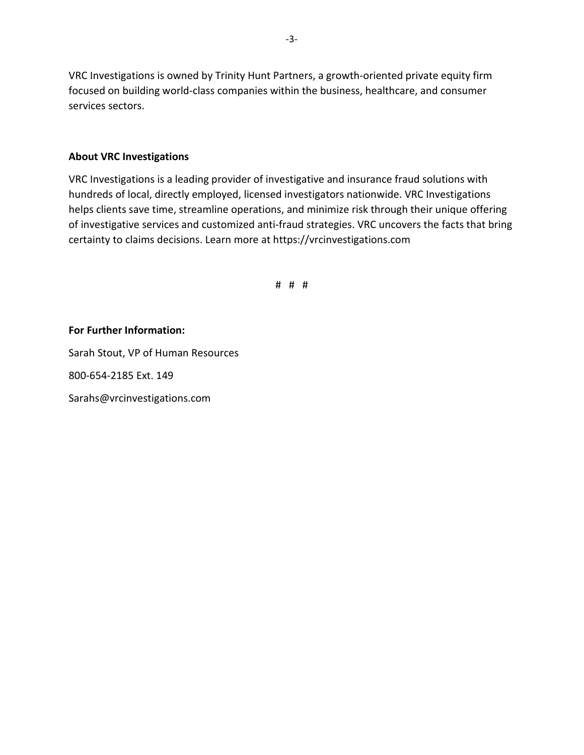VRC Investigations is owned by Trinity Hunt Partners, a growth-oriented private equity firm focused on building world-class companies within the business, healthcare, and consumer services sectors.

**About VRC Investigations**

VRC Investigations is a leading provider of investigative and insurance fraud solutions with hundreds of local, directly employed, licensed investigators nationwide. VRC Investigations helps clients save time, streamline operations, and minimize risk through their unique offering of investigative services and customized anti-fraud strategies. VRC uncovers the facts that bring certainty to claims decisions. Learn more at https://vrcinvestigations.com

# # #

**For Further Information:**

Sarah Stout, VP of Human Resources

800-654-2185 Ext. 149

Sarahs@vrcinvestigations.com